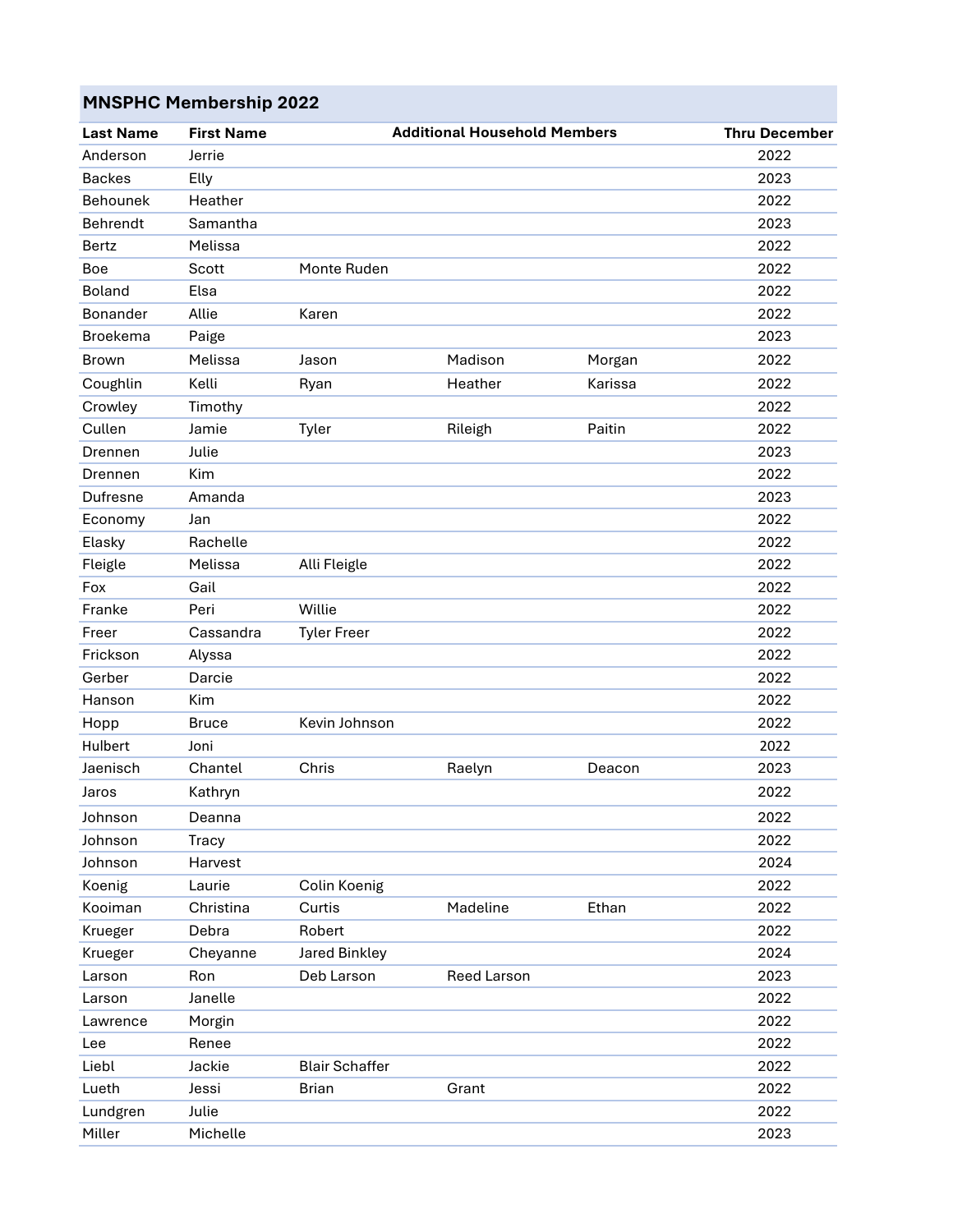## MNSPHC Membership 2022

| Last Name | First Name | Additional Household Members | | | Thru December |
|---|---|---|---|---|---|
| Anderson | Jerrie | | | | 2022 |
| Backes | Elly | | | | 2023 |
| Behounek | Heather | | | | 2022 |
| Behrendt | Samantha | | | | 2023 |
| Bertz | Melissa | | | | 2022 |
| Boe | Scott | Monte Ruden | | | 2022 |
| Boland | Elsa | | | | 2022 |
| Bonander | Allie | Karen | | | 2022 |
| Broekema | Paige | | | | 2023 |
| Brown | Melissa | Jason | Madison | Morgan | 2022 |
| Coughlin | Kelli | Ryan | Heather | Karissa | 2022 |
| Crowley | Timothy | | | | 2022 |
| Cullen | Jamie | Tyler | Rileigh | Paitin | 2022 |
| Drennen | Julie | | | | 2023 |
| Drennen | Kim | | | | 2022 |
| Dufresne | Amanda | | | | 2023 |
| Economy | Jan | | | | 2022 |
| Elasky | Rachelle | | | | 2022 |
| Fleigle | Melissa | Alli Fleigle | | | 2022 |
| Fox | Gail | | | | 2022 |
| Franke | Peri | Willie | | | 2022 |
| Freer | Cassandra | Tyler Freer | | | 2022 |
| Frickson | Alyssa | | | | 2022 |
| Gerber | Darcie | | | | 2022 |
| Hanson | Kim | | | | 2022 |
| Hopp | Bruce | Kevin Johnson | | | 2022 |
| Hulbert | Joni | | | | 2022 |
| Jaenisch | Chantel | Chris | Raelyn | Deacon | 2023 |
| Jaros | Kathryn | | | | 2022 |
| Johnson | Deanna | | | | 2022 |
| Johnson | Tracy | | | | 2022 |
| Johnson | Harvest | | | | 2024 |
| Koenig | Laurie | Colin Koenig | | | 2022 |
| Kooiman | Christina | Curtis | Madeline | Ethan | 2022 |
| Krueger | Debra | Robert | | | 2022 |
| Krueger | Cheyanne | Jared Binkley | | | 2024 |
| Larson | Ron | Deb Larson | Reed Larson | | 2023 |
| Larson | Janelle | | | | 2022 |
| Lawrence | Morgin | | | | 2022 |
| Lee | Renee | | | | 2022 |
| Liebl | Jackie | Blair Schaffer | | | 2022 |
| Lueth | Jessi | Brian | Grant | | 2022 |
| Lundgren | Julie | | | | 2022 |
| Miller | Michelle | | | | 2023 |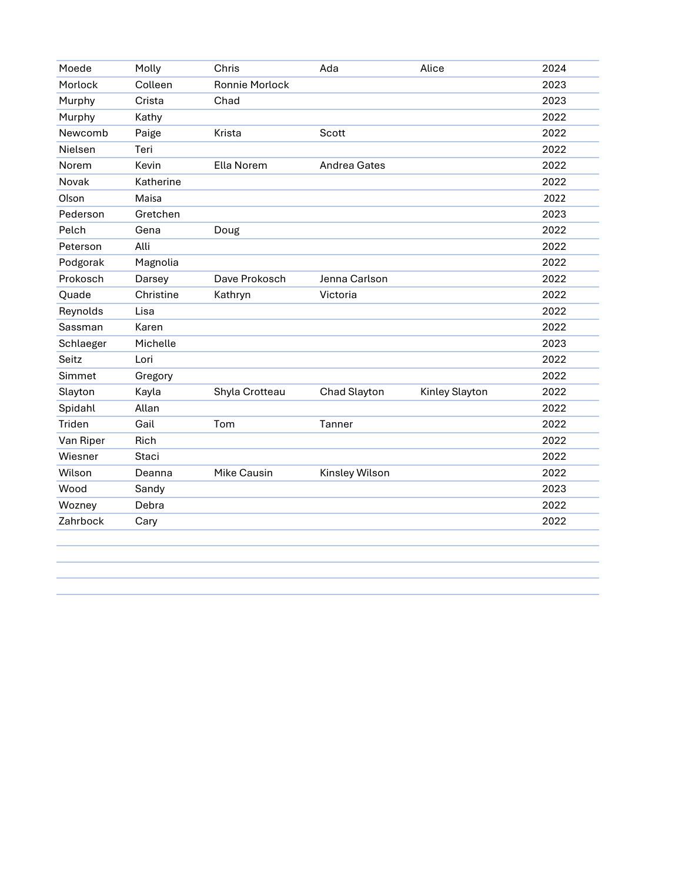| | | | | | |
|---|---|---|---|---|---|
| Moede | Molly | Chris | Ada | Alice | 2024 |
| Morlock | Colleen | Ronnie Morlock | | | 2023 |
| Murphy | Crista | Chad | | | 2023 |
| Murphy | Kathy | | | | 2022 |
| Newcomb | Paige | Krista | Scott | | 2022 |
| Nielsen | Teri | | | | 2022 |
| Norem | Kevin | Ella Norem | Andrea Gates | | 2022 |
| Novak | Katherine | | | | 2022 |
| Olson | Maisa | | | | 2022 |
| Pederson | Gretchen | | | | 2023 |
| Pelch | Gena | Doug | | | 2022 |
| Peterson | Alli | | | | 2022 |
| Podgorak | Magnolia | | | | 2022 |
| Prokosch | Darsey | Dave Prokosch | Jenna Carlson | | 2022 |
| Quade | Christine | Kathryn | Victoria | | 2022 |
| Reynolds | Lisa | | | | 2022 |
| Sassman | Karen | | | | 2022 |
| Schlaeger | Michelle | | | | 2023 |
| Seitz | Lori | | | | 2022 |
| Simmet | Gregory | | | | 2022 |
| Slayton | Kayla | Shyla Crotteau | Chad Slayton | Kinley Slayton | 2022 |
| Spidahl | Allan | | | | 2022 |
| Triden | Gail | Tom | Tanner | | 2022 |
| Van Riper | Rich | | | | 2022 |
| Wiesner | Staci | | | | 2022 |
| Wilson | Deanna | Mike Causin | Kinsley Wilson | | 2022 |
| Wood | Sandy | | | | 2023 |
| Wozney | Debra | | | | 2022 |
| Zahrbock | Cary | | | | 2022 |